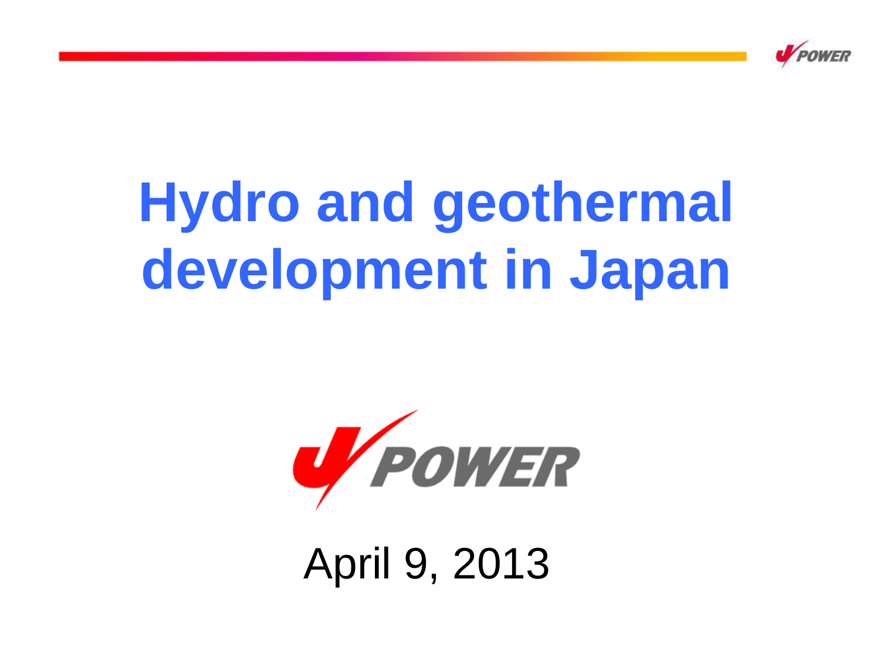# Hydro and geothermal development in Japan

J-POWER

April 9, 2013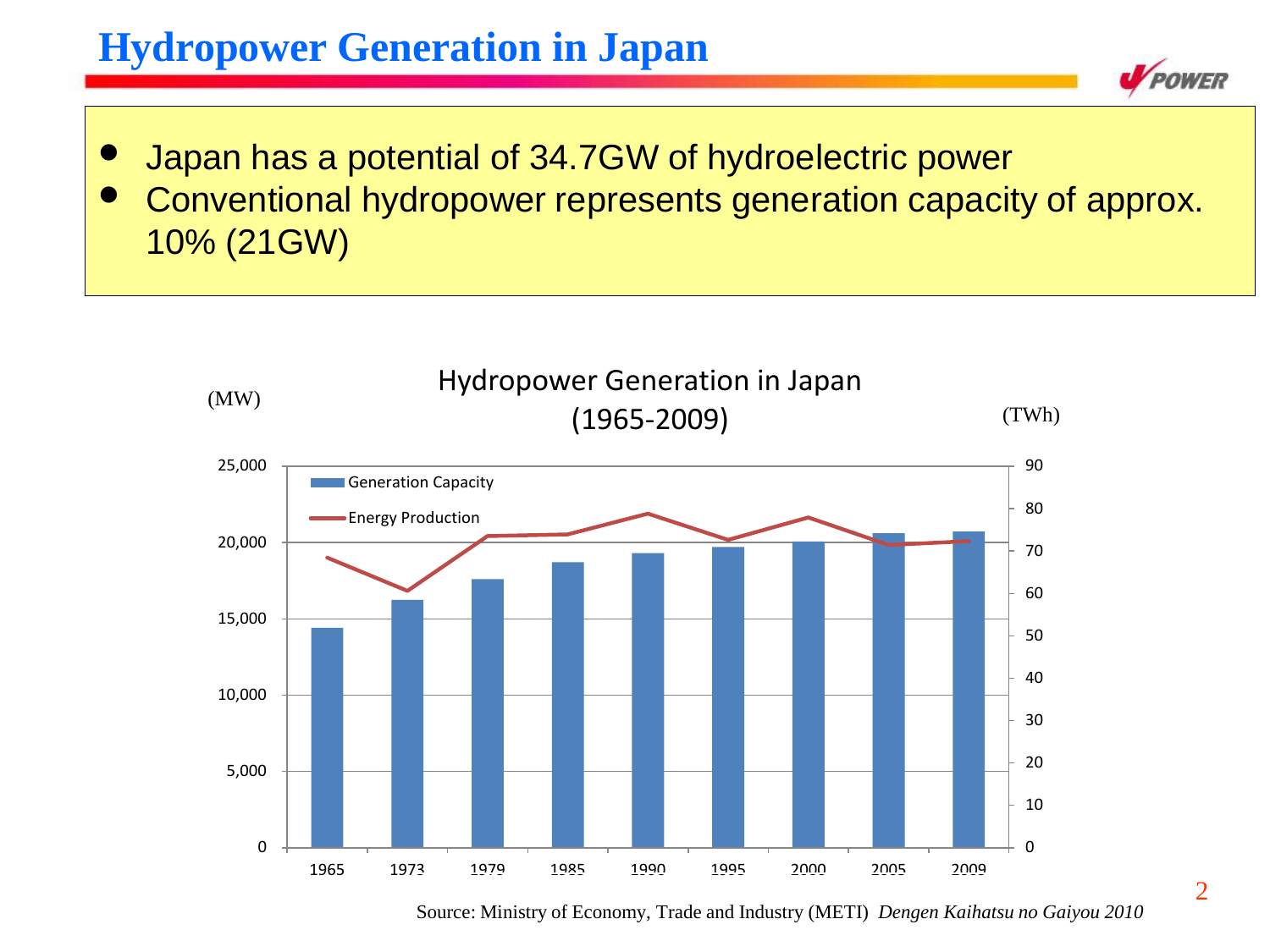# Hydropower Generation in Japan

- Japan has a potential of 34.7GW of hydroelectric power
- Conventional hydropower represents generation capacity of approx. 10% (21GW)

Hydropower Generation in Japan (1965-2009)

Source: Ministry of Economy, Trade and Industry (METI) *Dengen Kaihatsu no Gaiyou 2010*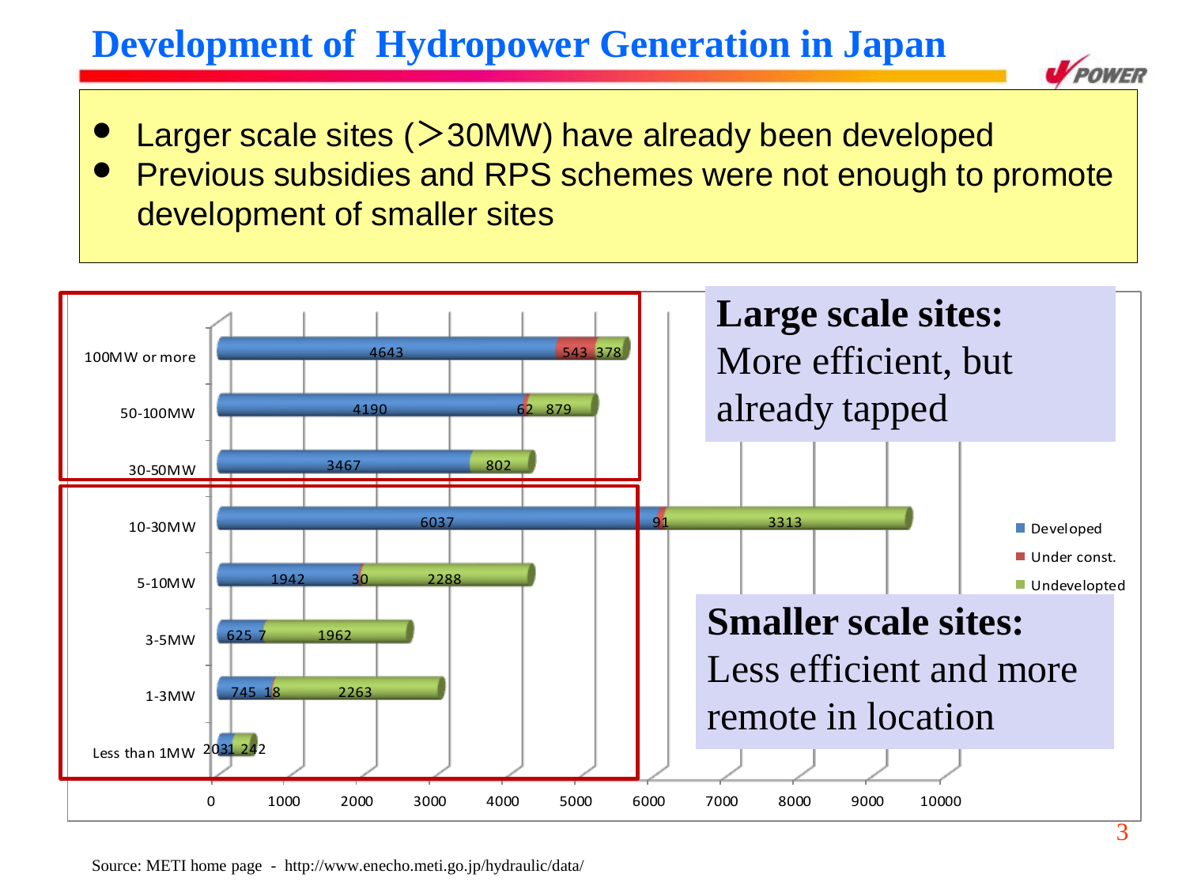# Development of Hydropower Generation in Japan

- Larger scale sites (＞30MW) have already been developed
- Previous subsidies and RPS schemes were not enough to promote development of smaller sites

| | Developed | Under const. | Undeveloped |
|---|---|---|---|
| 100MW or more | 4643 | 543 | 378 |
| 50-100MW | 4190 | 62 | 879 |
| 30-50MW | 3467 | | 802 |
| 10-30MW | 6037 | 91 | 3313 |
| 5-10MW | 1942 | 30 | 2288 |
| 3-5MW | 625 | 7 | 1962 |
| 1-3MW | 745 | 18 | 2263 |
| Less than 1MW | 203 | 1 | 242 |

**Large scale sites:** More efficient, but already tapped

**Smaller scale sites:** Less efficient and more remote in location

Source: METI home page - http://www.enecho.meti.go.jp/hydraulic/data/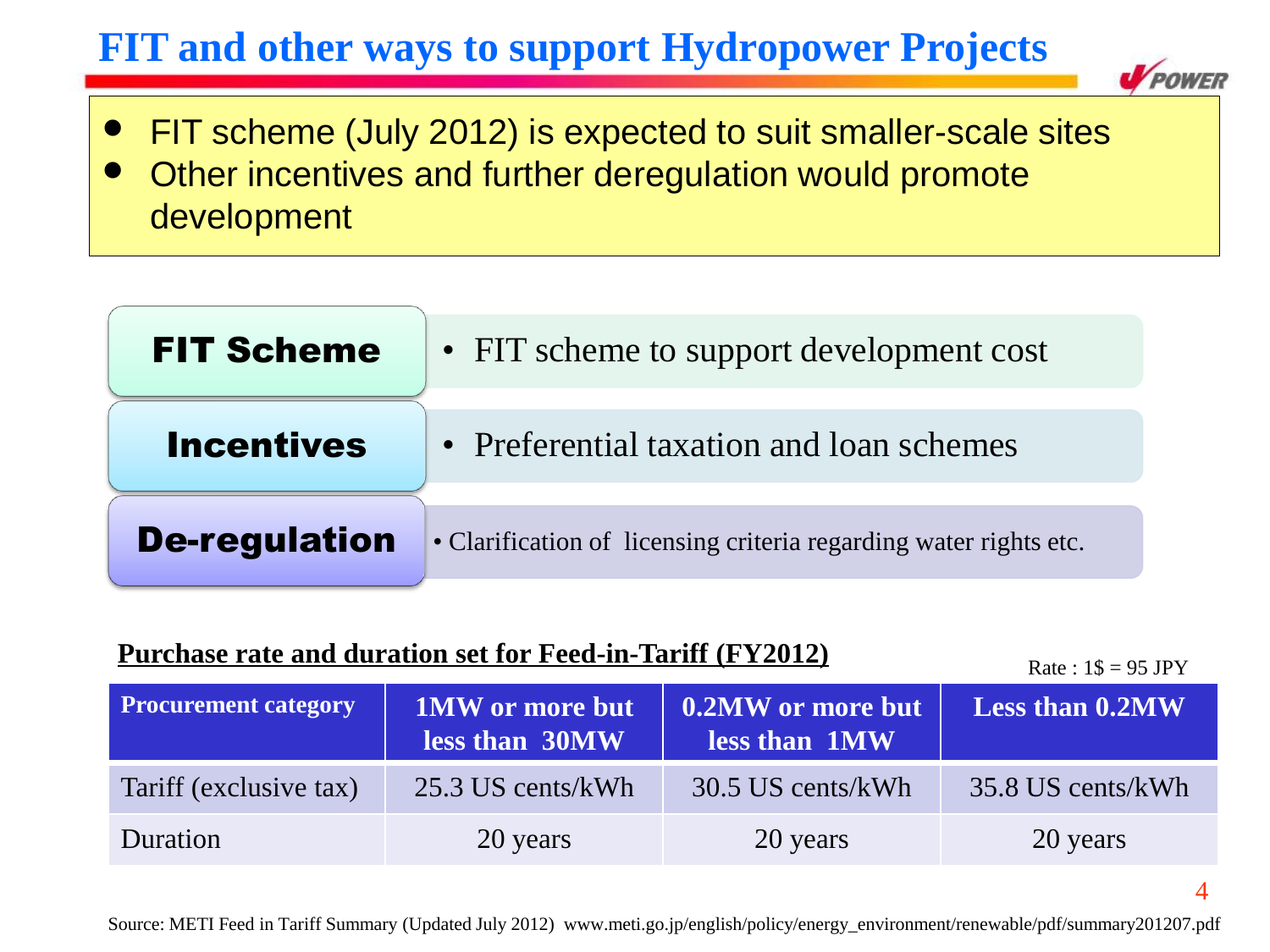# FIT and other ways to support Hydropower Projects

- FIT scheme (July 2012) is expected to suit smaller-scale sites
- Other incentives and further deregulation would promote development

| | |
|---|---|
| **FIT Scheme** | • FIT scheme to support development cost |
| **Incentives** | • Preferential taxation and loan schemes |
| **De-regulation** | • Clarification of licensing criteria regarding water rights etc. |

**Purchase rate and duration set for Feed-in-Tariff (FY2012)**

Rate : 1$ = 95 JPY

| Procurement category | 1MW or more but less than 30MW | 0.2MW or more but less than 1MW | Less than 0.2MW |
|---|---|---|---|
| Tariff (exclusive tax) | 25.3 US cents/kWh | 30.5 US cents/kWh | 35.8 US cents/kWh |
| Duration | 20 years | 20 years | 20 years |

Source: METI Feed in Tariff Summary (Updated July 2012) www.meti.go.jp/english/policy/energy_environment/renewable/pdf/summary201207.pdf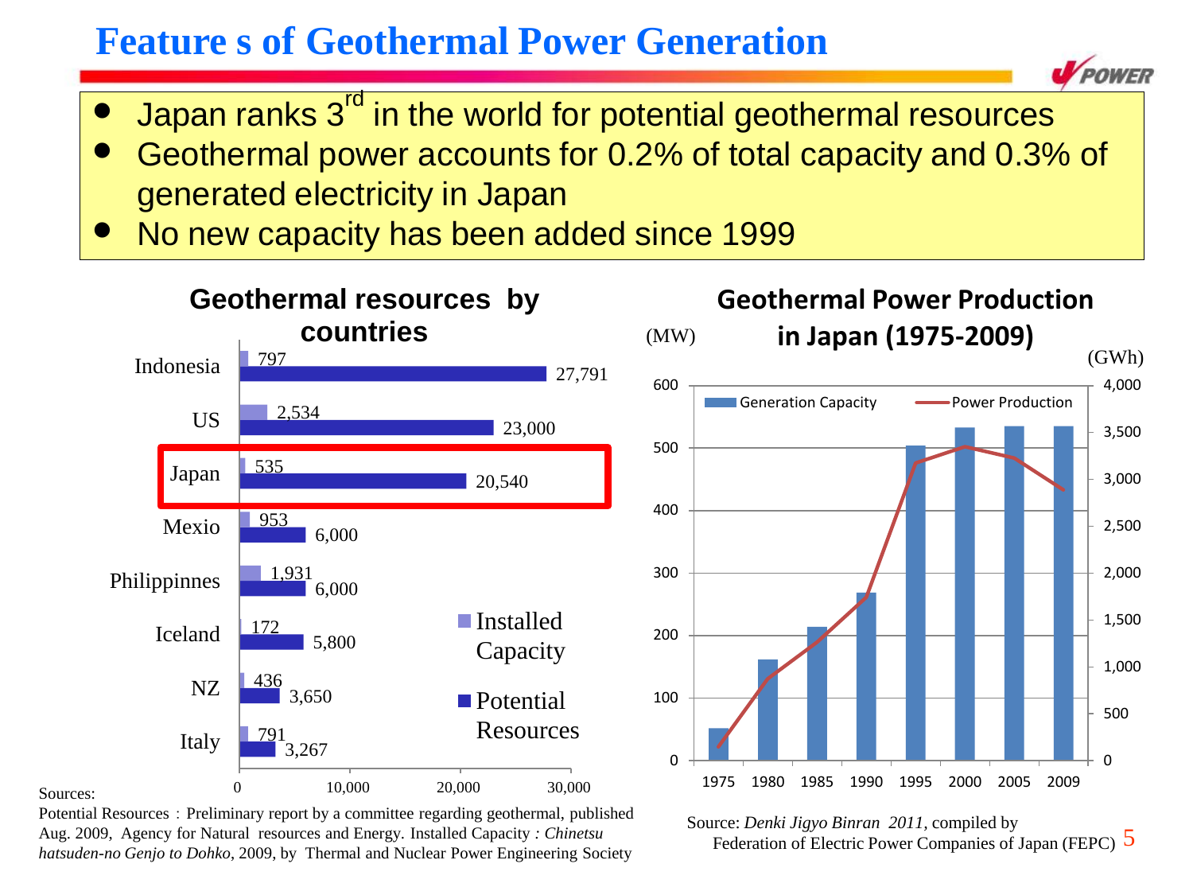# Feature s of Geothermal Power Generation

- Japan ranks 3rd in the world for potential geothermal resources
- Geothermal power accounts for 0.2% of total capacity and 0.3% of generated electricity in Japan
- No new capacity has been added since 1999

## Geothermal resources by countries

| Country | Installed Capacity | Potential Resources |
| --- | --- | --- |
| Indonesia | 797 | 27,791 |
| US | 2,534 | 23,000 |
| Japan | 535 | 20,540 |
| Mexio | 953 | 6,000 |
| Philippinnes | 1,931 | 6,000 |
| Iceland | 172 | 5,800 |
| NZ | 436 | 3,650 |
| Italy | 791 | 3,267 |

Sources:
Potential Resources : Preliminary report by a committee regarding geothermal, published Aug. 2009, Agency for Natural resources and Energy. Installed Capacity : *Chinetsu hatsuden-no Genjo to Dohko*, 2009, by Thermal and Nuclear Power Engineering Society

## Geothermal Power Production in Japan (1975-2009)

(MW) Generation Capacity; (GWh) Power Production

Years: 1975, 1980, 1985, 1990, 1995, 2000, 2005, 2009

Source: *Denki Jigyo Binran 2011*, compiled by Federation of Electric Power Companies of Japan (FEPC)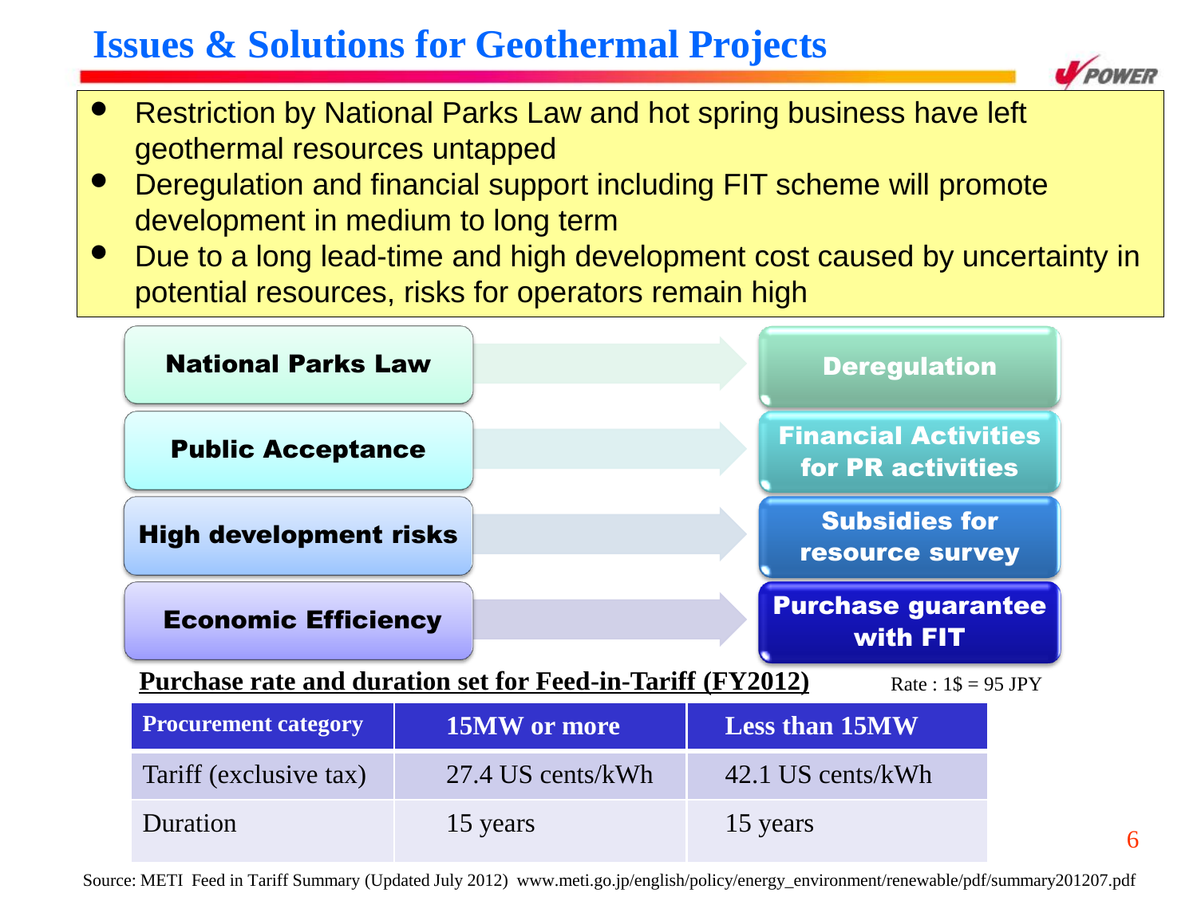# Issues & Solutions for Geothermal Projects

- Restriction by National Parks Law and hot spring business have left geothermal resources untapped
- Deregulation and financial support including FIT scheme will promote development in medium to long term
- Due to a long lead-time and high development cost caused by uncertainty in potential resources, risks for operators remain high

National Parks Law → Deregulation

Public Acceptance → Financial Activities for PR activities

High development risks → Subsidies for resource survey

Economic Efficiency → Purchase guarantee with FIT

**Purchase rate and duration set for Feed-in-Tariff (FY2012)**

Rate : 1$ = 95 JPY

| Procurement category | 15MW or more | Less than 15MW |
|---|---|---|
| Tariff (exclusive tax) | 27.4 US cents/kWh | 42.1 US cents/kWh |
| Duration | 15 years | 15 years |

Source: METI Feed in Tariff Summary (Updated July 2012) www.meti.go.jp/english/policy/energy_environment/renewable/pdf/summary201207.pdf